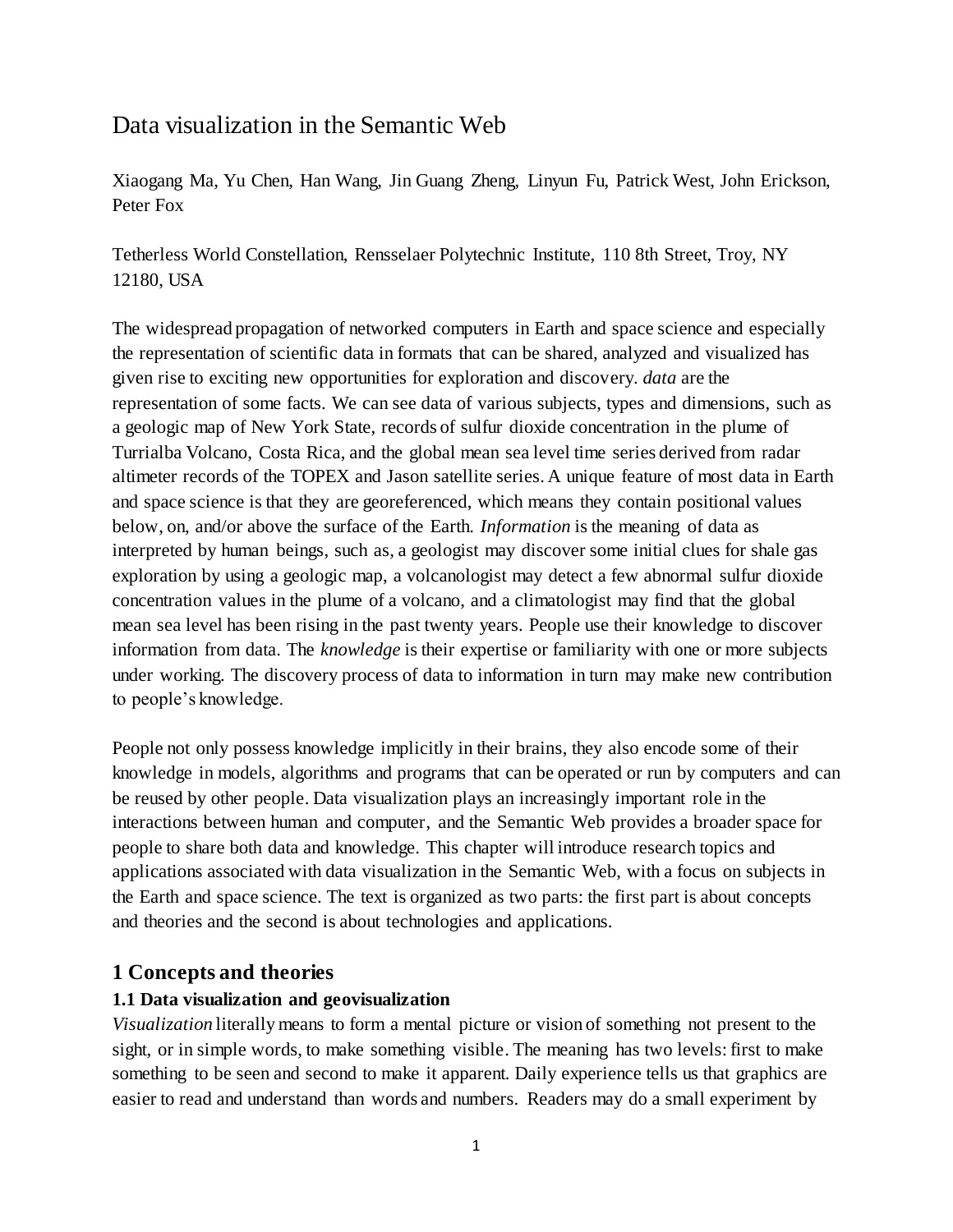# Data visualization in the Semantic Web

Xiaogang Ma, Yu Chen, Han Wang, Jin Guang Zheng, Linyun Fu, Patrick West, John Erickson, Peter Fox

Tetherless World Constellation, Rensselaer Polytechnic Institute, 110 8th Street, Troy, NY 12180, USA

The widespread propagation of networked computers in Earth and space science and especially the representation of scientific data in formats that can be shared, analyzed and visualized has given rise to exciting new opportunities for exploration and discovery. *data* are the representation of some facts. We can see data of various subjects, types and dimensions, such as a geologic map of New York State, records of sulfur dioxide concentration in the plume of Turrialba Volcano, Costa Rica, and the global mean sea level time series derived from radar altimeter records of the TOPEX and Jason satellite series. A unique feature of most data in Earth and space science is that they are georeferenced, which means they contain positional values below, on, and/or above the surface of the Earth. *Information* is the meaning of data as interpreted by human beings, such as, a geologist may discover some initial clues for shale gas exploration by using a geologic map, a volcanologist may detect a few abnormal sulfur dioxide concentration values in the plume of a volcano, and a climatologist may find that the global mean sea level has been rising in the past twenty years. People use their knowledge to discover information from data. The *knowledge* is their expertise or familiarity with one or more subjects under working. The discovery process of data to information in turn may make new contribution to people's knowledge.

People not only possess knowledge implicitly in their brains, they also encode some of their knowledge in models, algorithms and programs that can be operated or run by computers and can be reused by other people. Data visualization plays an increasingly important role in the interactions between human and computer, and the Semantic Web provides a broader space for people to share both data and knowledge. This chapter will introduce research topics and applications associated with data visualization in the Semantic Web, with a focus on subjects in the Earth and space science. The text is organized as two parts: the first part is about concepts and theories and the second is about technologies and applications.

## 1 Concepts and theories

### 1.1 Data visualization and geovisualization

*Visualization* literally means to form a mental picture or vision of something not present to the sight, or in simple words, to make something visible. The meaning has two levels: first to make something to be seen and second to make it apparent. Daily experience tells us that graphics are easier to read and understand than words and numbers. Readers may do a small experiment by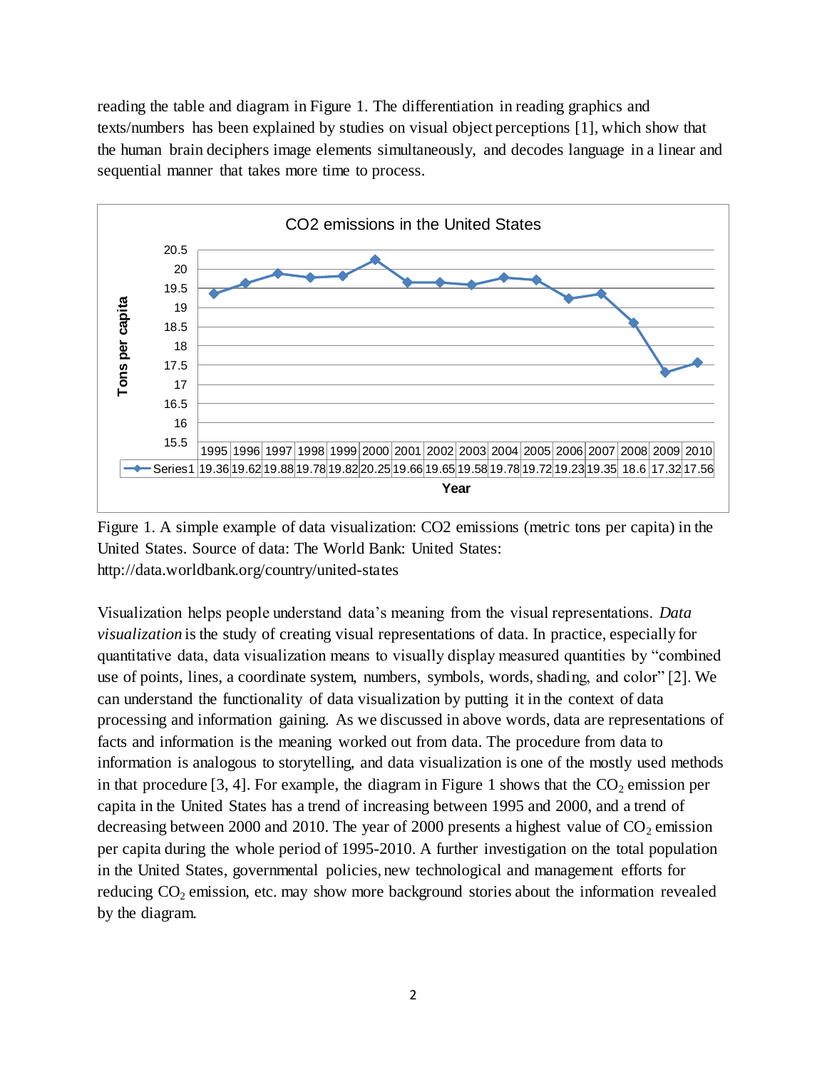reading the table and diagram in Figure 1. The differentiation in reading graphics and texts/numbers has been explained by studies on visual object perceptions [1], which show that the human brain deciphers image elements simultaneously, and decodes language in a linear and sequential manner that takes more time to process.

CO2 emissions in the United States

| Year | 1995 | 1996 | 1997 | 1998 | 1999 | 2000 | 2001 | 2002 | 2003 | 2004 | 2005 | 2006 | 2007 | 2008 | 2009 | 2010 |
|---|---|---|---|---|---|---|---|---|---|---|---|---|---|---|---|---|
| Series1 | 19.36 | 19.62 | 19.88 | 19.78 | 19.82 | 20.25 | 19.66 | 19.65 | 19.58 | 19.78 | 19.72 | 19.23 | 19.35 | 18.6 | 17.32 | 17.56 |

Figure 1. A simple example of data visualization: CO2 emissions (metric tons per capita) in the United States. Source of data: The World Bank: United States: http://data.worldbank.org/country/united-states

Visualization helps people understand data's meaning from the visual representations. *Data visualization* is the study of creating visual representations of data. In practice, especially for quantitative data, data visualization means to visually display measured quantities by "combined use of points, lines, a coordinate system, numbers, symbols, words, shading, and color" [2]. We can understand the functionality of data visualization by putting it in the context of data processing and information gaining. As we discussed in above words, data are representations of facts and information is the meaning worked out from data. The procedure from data to information is analogous to storytelling, and data visualization is one of the mostly used methods in that procedure [3, 4]. For example, the diagram in Figure 1 shows that the $CO_2$ emission per capita in the United States has a trend of increasing between 1995 and 2000, and a trend of decreasing between 2000 and 2010. The year of 2000 presents a highest value of $CO_2$ emission per capita during the whole period of 1995-2010. A further investigation on the total population in the United States, governmental policies, new technological and management efforts for reducing $CO_2$ emission, etc. may show more background stories about the information revealed by the diagram.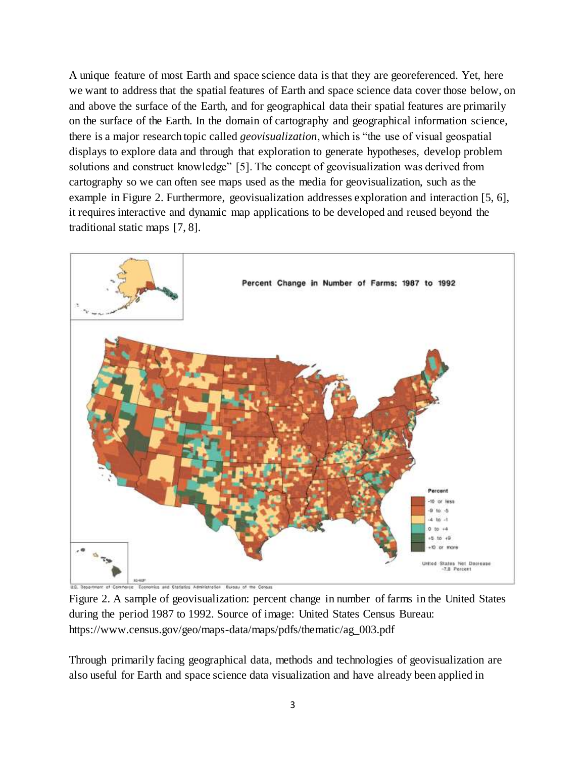A unique feature of most Earth and space science data is that they are georeferenced. Yet, here we want to address that the spatial features of Earth and space science data cover those below, on and above the surface of the Earth, and for geographical data their spatial features are primarily on the surface of the Earth. In the domain of cartography and geographical information science, there is a major research topic called *geovisualization*, which is "the use of visual geospatial displays to explore data and through that exploration to generate hypotheses, develop problem solutions and construct knowledge" [5]. The concept of geovisualization was derived from cartography so we can often see maps used as the media for geovisualization, such as the example in Figure 2. Furthermore, geovisualization addresses exploration and interaction [5, 6], it requires interactive and dynamic map applications to be developed and reused beyond the traditional static maps [7, 8].

Figure 2. A sample of geovisualization: percent change in number of farms in the United States during the period 1987 to 1992. Source of image: United States Census Bureau: https://www.census.gov/geo/maps-data/maps/pdfs/thematic/ag_003.pdf

Through primarily facing geographical data, methods and technologies of geovisualization are also useful for Earth and space science data visualization and have already been applied in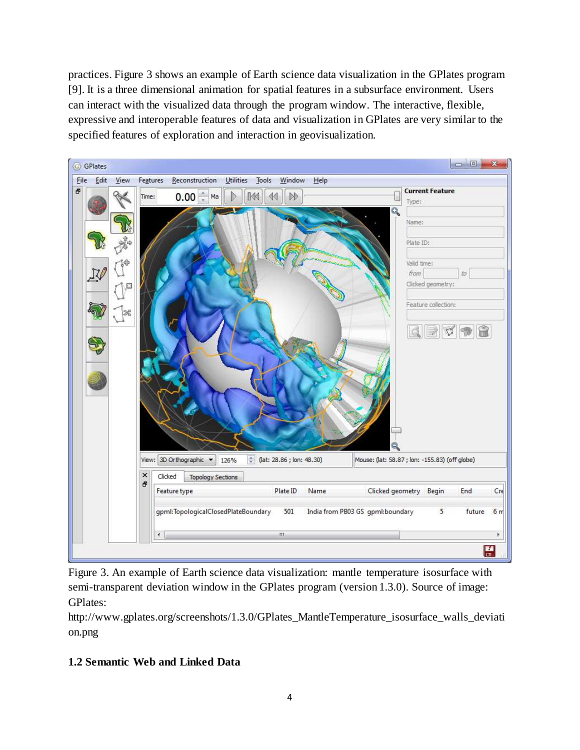practices. Figure 3 shows an example of Earth science data visualization in the GPlates program [9]. It is a three dimensional animation for spatial features in a subsurface environment. Users can interact with the visualized data through the program window. The interactive, flexible, expressive and interoperable features of data and visualization in GPlates are very similar to the specified features of exploration and interaction in geovisualization.

Figure 3. An example of Earth science data visualization: mantle temperature isosurface with semi-transparent deviation window in the GPlates program (version 1.3.0). Source of image: GPlates: http://www.gplates.org/screenshots/1.3.0/GPlates_MantleTemperature_isosurface_walls_deviation.png

### 1.2 Semantic Web and Linked Data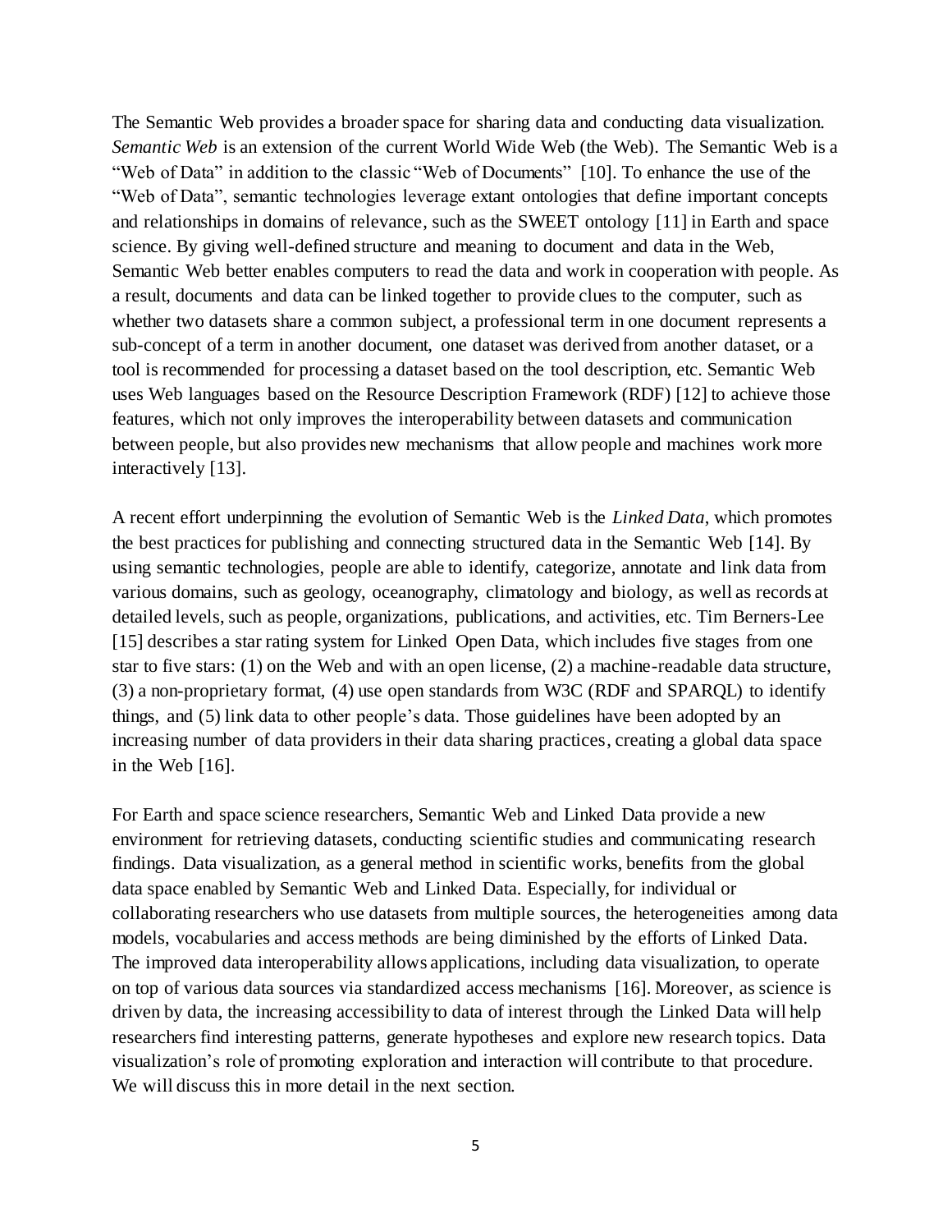The Semantic Web provides a broader space for sharing data and conducting data visualization. *Semantic Web* is an extension of the current World Wide Web (the Web). The Semantic Web is a "Web of Data" in addition to the classic "Web of Documents" [10]. To enhance the use of the "Web of Data", semantic technologies leverage extant ontologies that define important concepts and relationships in domains of relevance, such as the SWEET ontology [11] in Earth and space science. By giving well-defined structure and meaning to document and data in the Web, Semantic Web better enables computers to read the data and work in cooperation with people. As a result, documents and data can be linked together to provide clues to the computer, such as whether two datasets share a common subject, a professional term in one document represents a sub-concept of a term in another document, one dataset was derived from another dataset, or a tool is recommended for processing a dataset based on the tool description, etc. Semantic Web uses Web languages based on the Resource Description Framework (RDF) [12] to achieve those features, which not only improves the interoperability between datasets and communication between people, but also provides new mechanisms that allow people and machines work more interactively [13].

A recent effort underpinning the evolution of Semantic Web is the *Linked Data*, which promotes the best practices for publishing and connecting structured data in the Semantic Web [14]. By using semantic technologies, people are able to identify, categorize, annotate and link data from various domains, such as geology, oceanography, climatology and biology, as well as records at detailed levels, such as people, organizations, publications, and activities, etc. Tim Berners-Lee [15] describes a star rating system for Linked Open Data, which includes five stages from one star to five stars: (1) on the Web and with an open license, (2) a machine-readable data structure, (3) a non-proprietary format, (4) use open standards from W3C (RDF and SPARQL) to identify things, and (5) link data to other people's data. Those guidelines have been adopted by an increasing number of data providers in their data sharing practices, creating a global data space in the Web [16].

For Earth and space science researchers, Semantic Web and Linked Data provide a new environment for retrieving datasets, conducting scientific studies and communicating research findings. Data visualization, as a general method in scientific works, benefits from the global data space enabled by Semantic Web and Linked Data. Especially, for individual or collaborating researchers who use datasets from multiple sources, the heterogeneities among data models, vocabularies and access methods are being diminished by the efforts of Linked Data. The improved data interoperability allows applications, including data visualization, to operate on top of various data sources via standardized access mechanisms [16]. Moreover, as science is driven by data, the increasing accessibility to data of interest through the Linked Data will help researchers find interesting patterns, generate hypotheses and explore new research topics. Data visualization's role of promoting exploration and interaction will contribute to that procedure. We will discuss this in more detail in the next section.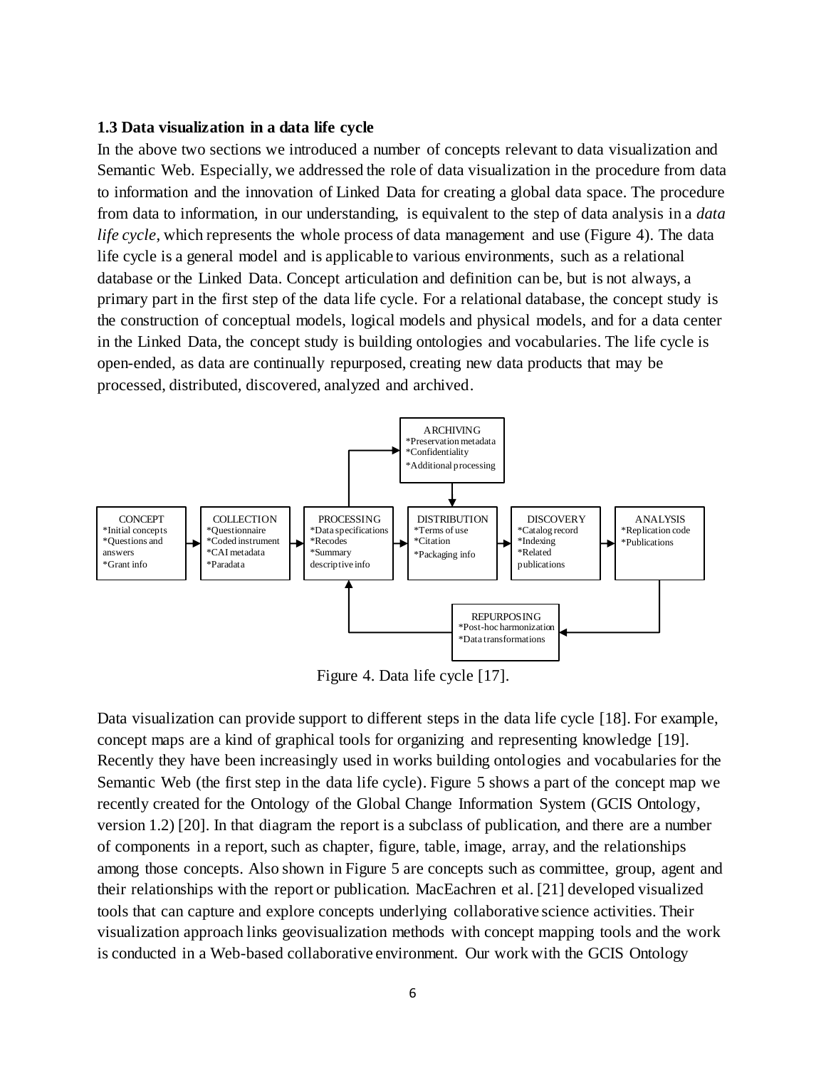### 1.3 Data visualization in a data life cycle

In the above two sections we introduced a number of concepts relevant to data visualization and Semantic Web. Especially, we addressed the role of data visualization in the procedure from data to information and the innovation of Linked Data for creating a global data space. The procedure from data to information, in our understanding, is equivalent to the step of data analysis in a *data life cycle*, which represents the whole process of data management and use (Figure 4). The data life cycle is a general model and is applicable to various environments, such as a relational database or the Linked Data. Concept articulation and definition can be, but is not always, a primary part in the first step of the data life cycle. For a relational database, the concept study is the construction of conceptual models, logical models and physical models, and for a data center in the Linked Data, the concept study is building ontologies and vocabularies. The life cycle is open-ended, as data are continually repurposed, creating new data products that may be processed, distributed, discovered, analyzed and archived.

Figure 4. Data life cycle [17].

Data visualization can provide support to different steps in the data life cycle [18]. For example, concept maps are a kind of graphical tools for organizing and representing knowledge [19]. Recently they have been increasingly used in works building ontologies and vocabularies for the Semantic Web (the first step in the data life cycle). Figure 5 shows a part of the concept map we recently created for the Ontology of the Global Change Information System (GCIS Ontology, version 1.2) [20]. In that diagram the report is a subclass of publication, and there are a number of components in a report, such as chapter, figure, table, image, array, and the relationships among those concepts. Also shown in Figure 5 are concepts such as committee, group, agent and their relationships with the report or publication. MacEachren et al. [21] developed visualized tools that can capture and explore concepts underlying collaborative science activities. Their visualization approach links geovisualization methods with concept mapping tools and the work is conducted in a Web-based collaborative environment. Our work with the GCIS Ontology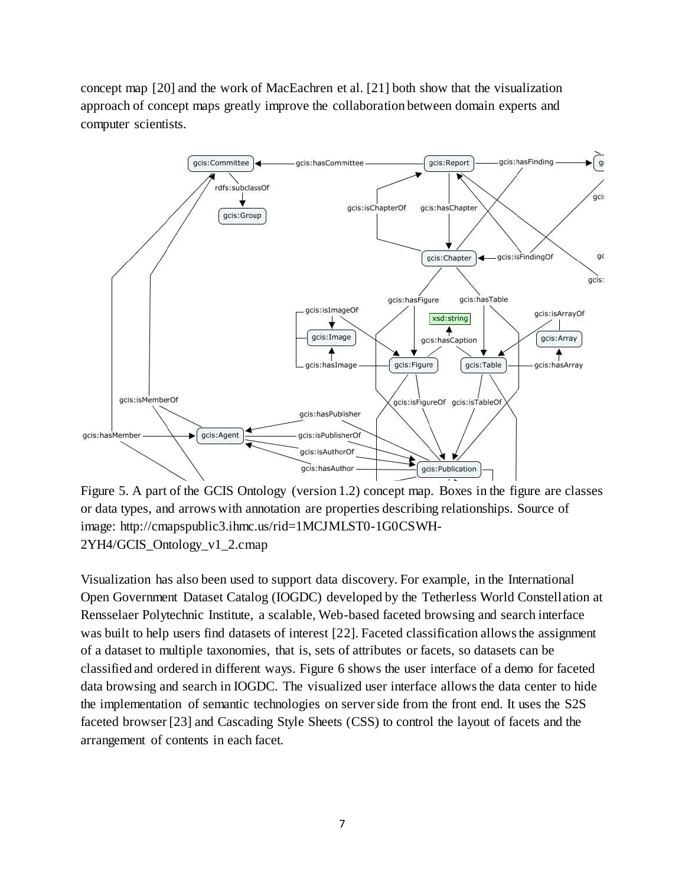concept map [20] and the work of MacEachren et al. [21] both show that the visualization approach of concept maps greatly improve the collaboration between domain experts and computer scientists.

Figure 5. A part of the GCIS Ontology (version 1.2) concept map. Boxes in the figure are classes or data types, and arrows with annotation are properties describing relationships. Source of image: http://cmapspublic3.ihmc.us/rid=1MCJMLST0-1G0CSWH-2YH4/GCIS_Ontology_v1_2.cmap

Visualization has also been used to support data discovery. For example, in the International Open Government Dataset Catalog (IOGDC) developed by the Tetherless World Constellation at Rensselaer Polytechnic Institute, a scalable, Web-based faceted browsing and search interface was built to help users find datasets of interest [22]. Faceted classification allows the assignment of a dataset to multiple taxonomies, that is, sets of attributes or facets, so datasets can be classified and ordered in different ways. Figure 6 shows the user interface of a demo for faceted data browsing and search in IOGDC. The visualized user interface allows the data center to hide the implementation of semantic technologies on server side from the front end. It uses the S2S faceted browser [23] and Cascading Style Sheets (CSS) to control the layout of facets and the arrangement of contents in each facet.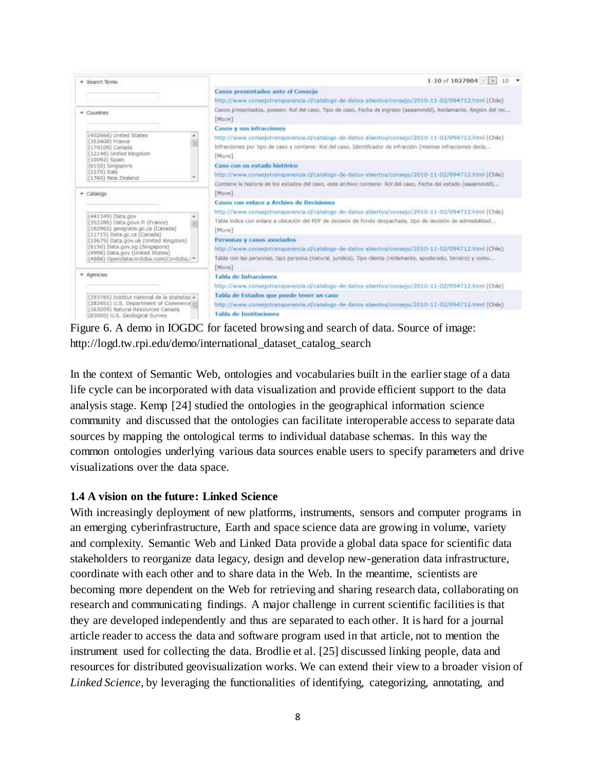Figure 6. A demo in IOGDC for faceted browsing and search of data. Source of image: http://logd.tw.rpi.edu/demo/international_dataset_catalog_search

In the context of Semantic Web, ontologies and vocabularies built in the earlier stage of a data life cycle can be incorporated with data visualization and provide efficient support to the data analysis stage. Kemp [24] studied the ontologies in the geographical information science community and discussed that the ontologies can facilitate interoperable access to separate data sources by mapping the ontological terms to individual database schemas. In this way the common ontologies underlying various data sources enable users to specify parameters and drive visualizations over the data space.

### 1.4 A vision on the future: Linked Science

With increasingly deployment of new platforms, instruments, sensors and computer programs in an emerging cyberinfrastructure, Earth and space science data are growing in volume, variety and complexity. Semantic Web and Linked Data provide a global data space for scientific data stakeholders to reorganize data legacy, design and develop new-generation data infrastructure, coordinate with each other and to share data in the Web. In the meantime, scientists are becoming more dependent on the Web for retrieving and sharing research data, collaborating on research and communicating findings. A major challenge in current scientific facilities is that they are developed independently and thus are separated to each other. It is hard for a journal article reader to access the data and software program used in that article, not to mention the instrument used for collecting the data. Brodlie et al. [25] discussed linking people, data and resources for distributed geovisualization works. We can extend their view to a broader vision of *Linked Science*, by leveraging the functionalities of identifying, categorizing, annotating, and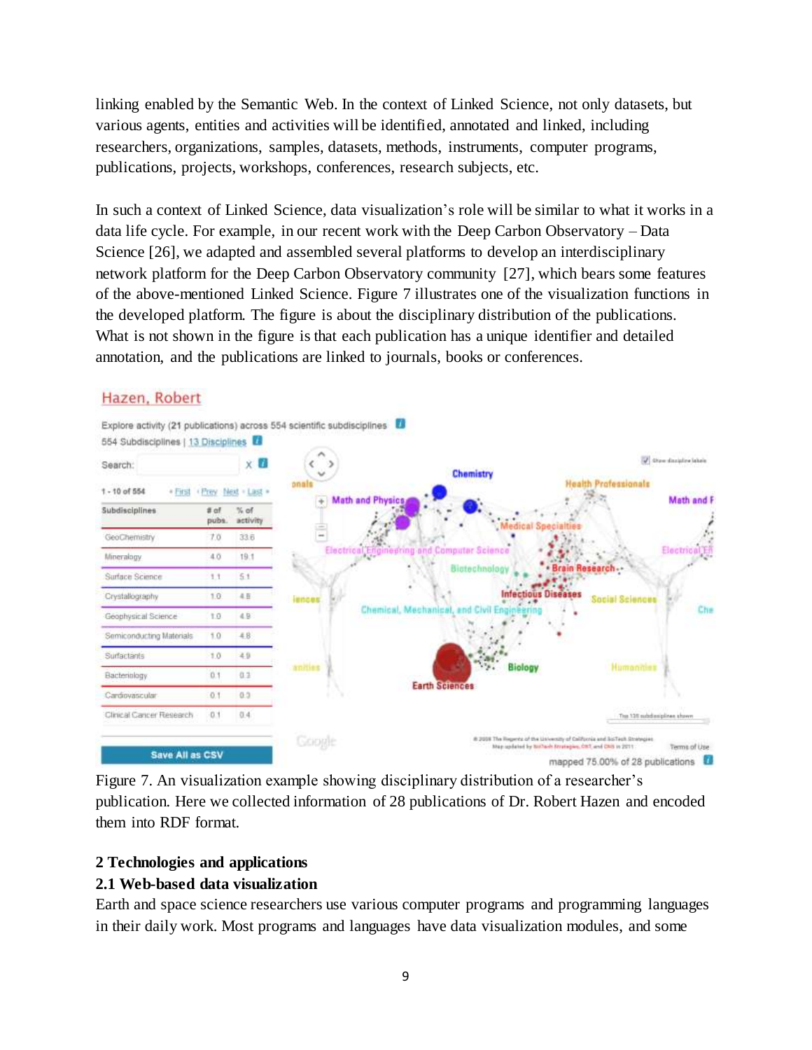linking enabled by the Semantic Web. In the context of Linked Science, not only datasets, but various agents, entities and activities will be identified, annotated and linked, including researchers, organizations, samples, datasets, methods, instruments, computer programs, publications, projects, workshops, conferences, research subjects, etc.

In such a context of Linked Science, data visualization's role will be similar to what it works in a data life cycle. For example, in our recent work with the Deep Carbon Observatory – Data Science [26], we adapted and assembled several platforms to develop an interdisciplinary network platform for the Deep Carbon Observatory community [27], which bears some features of the above-mentioned Linked Science. Figure 7 illustrates one of the visualization functions in the developed platform. The figure is about the disciplinary distribution of the publications. What is not shown in the figure is that each publication has a unique identifier and detailed annotation, and the publications are linked to journals, books or conferences.

Figure 7. An visualization example showing disciplinary distribution of a researcher's publication. Here we collected information of 28 publications of Dr. Robert Hazen and encoded them into RDF format.

## 2 Technologies and applications

### 2.1 Web-based data visualization

Earth and space science researchers use various computer programs and programming languages in their daily work. Most programs and languages have data visualization modules, and some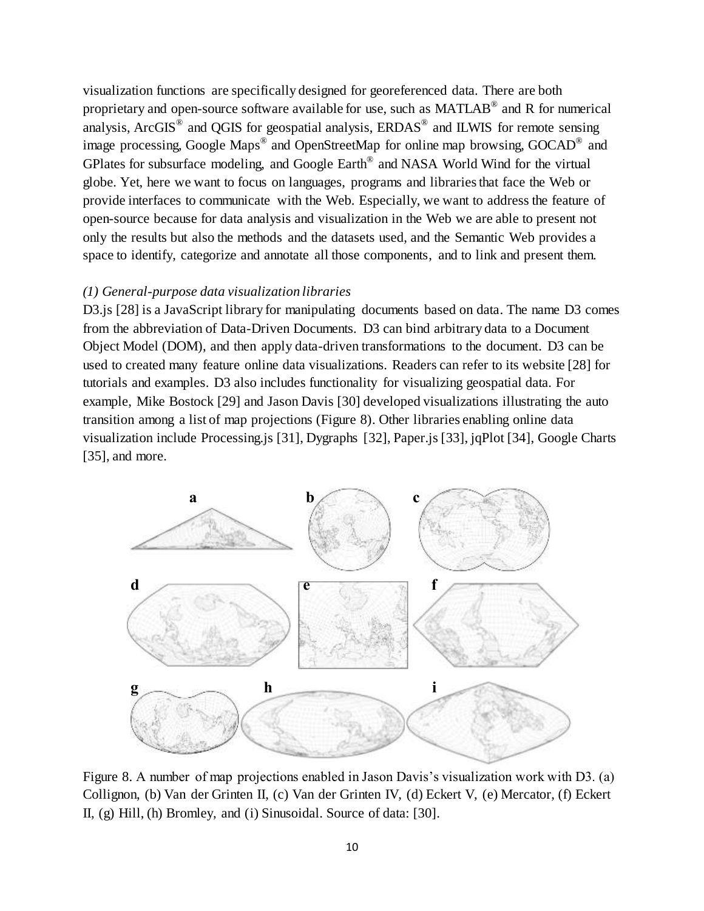visualization functions are specifically designed for georeferenced data. There are both proprietary and open-source software available for use, such as MATLAB® and R for numerical analysis, ArcGIS® and QGIS for geospatial analysis, ERDAS® and ILWIS for remote sensing image processing, Google Maps® and OpenStreetMap for online map browsing, GOCAD® and GPlates for subsurface modeling, and Google Earth® and NASA World Wind for the virtual globe. Yet, here we want to focus on languages, programs and libraries that face the Web or provide interfaces to communicate with the Web. Especially, we want to address the feature of open-source because for data analysis and visualization in the Web we are able to present not only the results but also the methods and the datasets used, and the Semantic Web provides a space to identify, categorize and annotate all those components, and to link and present them.

*(1) General-purpose data visualization libraries*

D3.js [28] is a JavaScript library for manipulating documents based on data. The name D3 comes from the abbreviation of Data-Driven Documents. D3 can bind arbitrary data to a Document Object Model (DOM), and then apply data-driven transformations to the document. D3 can be used to created many feature online data visualizations. Readers can refer to its website [28] for tutorials and examples. D3 also includes functionality for visualizing geospatial data. For example, Mike Bostock [29] and Jason Davis [30] developed visualizations illustrating the auto transition among a list of map projections (Figure 8). Other libraries enabling online data visualization include Processing.js [31], Dygraphs [32], Paper.js [33], jqPlot [34], Google Charts [35], and more.

Figure 8. A number of map projections enabled in Jason Davis's visualization work with D3. (a) Collignon, (b) Van der Grinten II, (c) Van der Grinten IV, (d) Eckert V, (e) Mercator, (f) Eckert II, (g) Hill, (h) Bromley, and (i) Sinusoidal. Source of data: [30].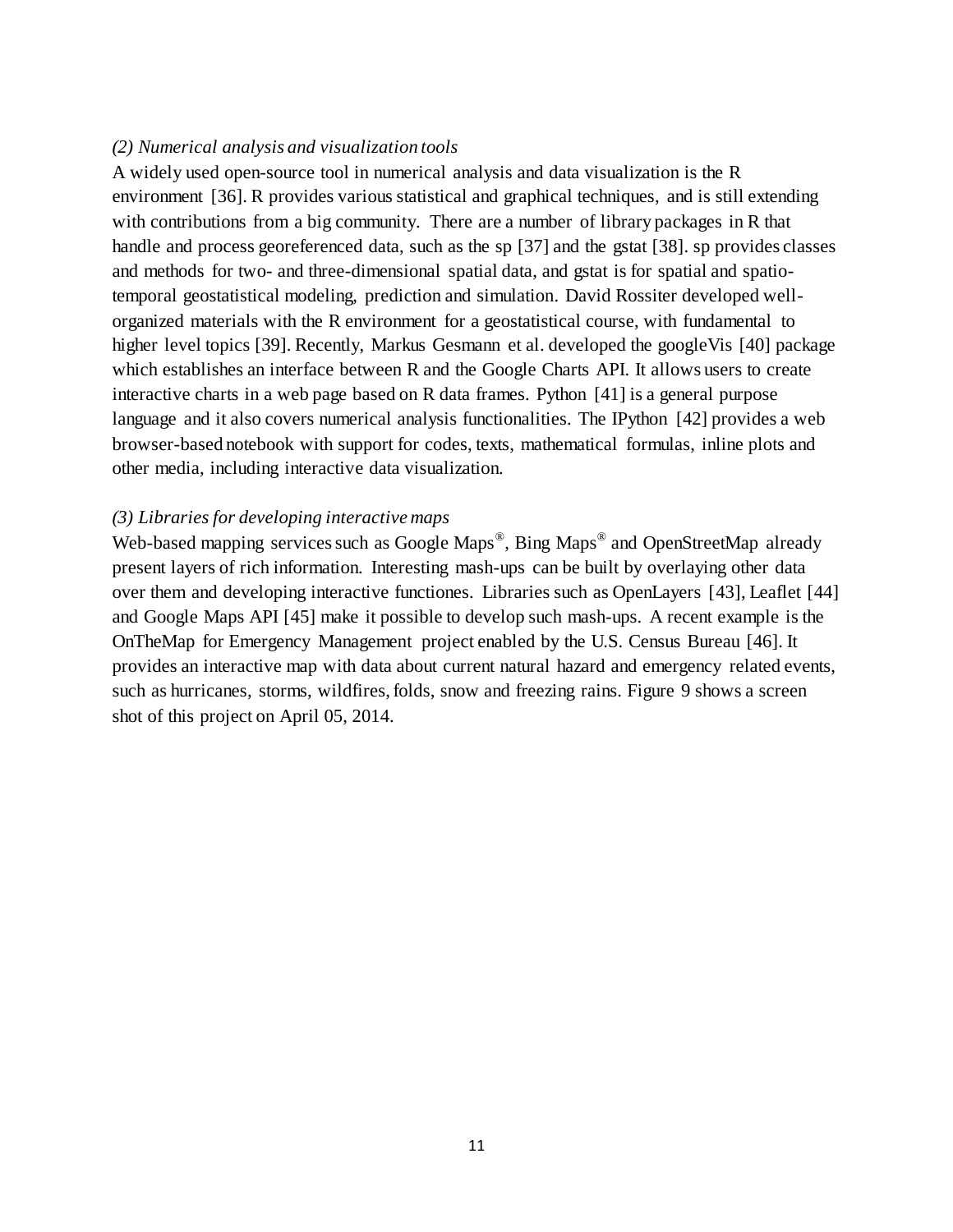*(2) Numerical analysis and visualization tools*

A widely used open-source tool in numerical analysis and data visualization is the R environment [36]. R provides various statistical and graphical techniques, and is still extending with contributions from a big community. There are a number of library packages in R that handle and process georeferenced data, such as the sp [37] and the gstat [38]. sp provides classes and methods for two- and three-dimensional spatial data, and gstat is for spatial and spatio-temporal geostatistical modeling, prediction and simulation. David Rossiter developed well-organized materials with the R environment for a geostatistical course, with fundamental to higher level topics [39]. Recently, Markus Gesmann et al. developed the googleVis [40] package which establishes an interface between R and the Google Charts API. It allows users to create interactive charts in a web page based on R data frames. Python [41] is a general purpose language and it also covers numerical analysis functionalities. The IPython [42] provides a web browser-based notebook with support for codes, texts, mathematical formulas, inline plots and other media, including interactive data visualization.

*(3) Libraries for developing interactive maps*

Web-based mapping services such as Google Maps®, Bing Maps® and OpenStreetMap already present layers of rich information. Interesting mash-ups can be built by overlaying other data over them and developing interactive functiones. Libraries such as OpenLayers [43], Leaflet [44] and Google Maps API [45] make it possible to develop such mash-ups. A recent example is the OnTheMap for Emergency Management project enabled by the U.S. Census Bureau [46]. It provides an interactive map with data about current natural hazard and emergency related events, such as hurricanes, storms, wildfires, folds, snow and freezing rains. Figure 9 shows a screen shot of this project on April 05, 2014.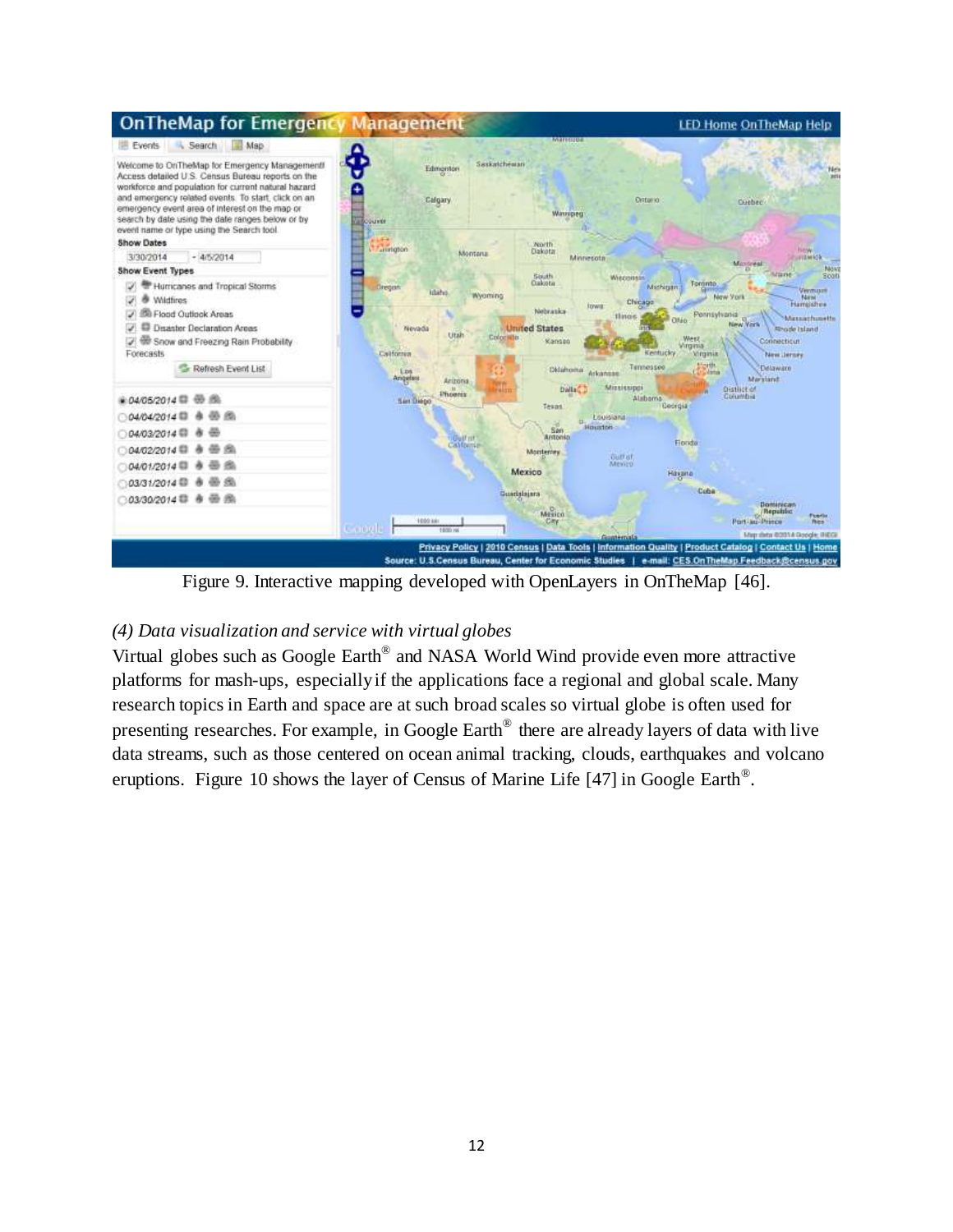Figure 9. Interactive mapping developed with OpenLayers in OnTheMap [46].

*(4) Data visualization and service with virtual globes*

Virtual globes such as Google Earth® and NASA World Wind provide even more attractive platforms for mash-ups, especially if the applications face a regional and global scale. Many research topics in Earth and space are at such broad scales so virtual globe is often used for presenting researches. For example, in Google Earth® there are already layers of data with live data streams, such as those centered on ocean animal tracking, clouds, earthquakes and volcano eruptions. Figure 10 shows the layer of Census of Marine Life [47] in Google Earth®.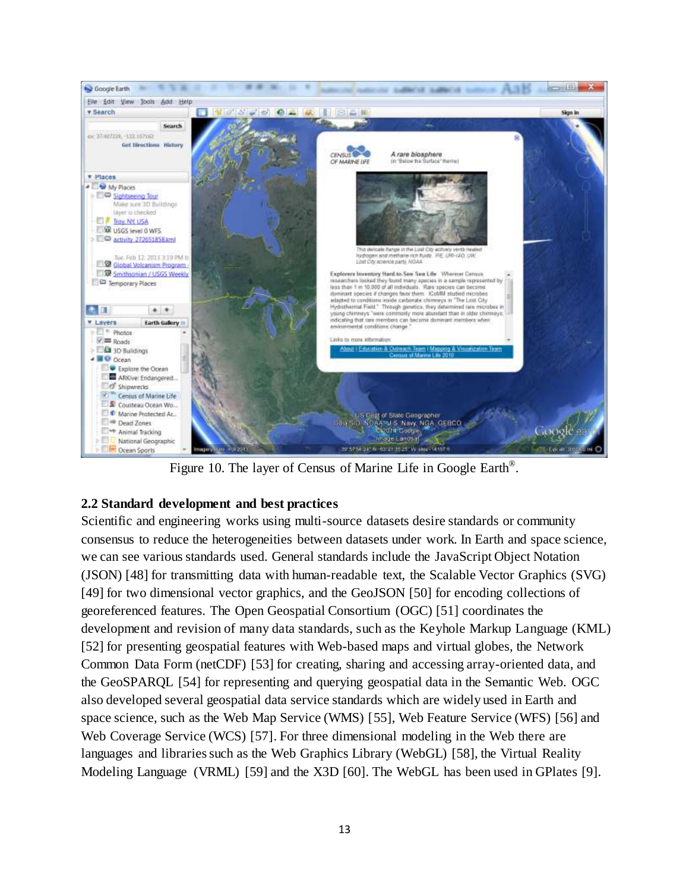Figure 10. The layer of Census of Marine Life in Google Earth®.

**2.2 Standard development and best practices**

Scientific and engineering works using multi-source datasets desire standards or community consensus to reduce the heterogeneities between datasets under work. In Earth and space science, we can see various standards used. General standards include the JavaScript Object Notation (JSON) [48] for transmitting data with human-readable text, the Scalable Vector Graphics (SVG) [49] for two dimensional vector graphics, and the GeoJSON [50] for encoding collections of georeferenced features. The Open Geospatial Consortium (OGC) [51] coordinates the development and revision of many data standards, such as the Keyhole Markup Language (KML) [52] for presenting geospatial features with Web-based maps and virtual globes, the Network Common Data Form (netCDF) [53] for creating, sharing and accessing array-oriented data, and the GeoSPARQL [54] for representing and querying geospatial data in the Semantic Web. OGC also developed several geospatial data service standards which are widely used in Earth and space science, such as the Web Map Service (WMS) [55], Web Feature Service (WFS) [56] and Web Coverage Service (WCS) [57]. For three dimensional modeling in the Web there are languages and libraries such as the Web Graphics Library (WebGL) [58], the Virtual Reality Modeling Language (VRML) [59] and the X3D [60]. The WebGL has been used in GPlates [9].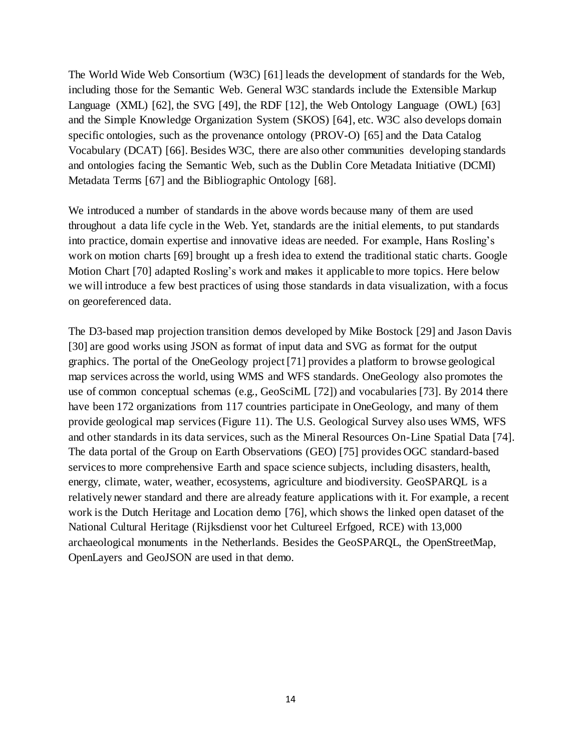The World Wide Web Consortium (W3C) [61] leads the development of standards for the Web, including those for the Semantic Web. General W3C standards include the Extensible Markup Language (XML) [62], the SVG [49], the RDF [12], the Web Ontology Language (OWL) [63] and the Simple Knowledge Organization System (SKOS) [64], etc. W3C also develops domain specific ontologies, such as the provenance ontology (PROV-O) [65] and the Data Catalog Vocabulary (DCAT) [66]. Besides W3C, there are also other communities developing standards and ontologies facing the Semantic Web, such as the Dublin Core Metadata Initiative (DCMI) Metadata Terms [67] and the Bibliographic Ontology [68].

We introduced a number of standards in the above words because many of them are used throughout a data life cycle in the Web. Yet, standards are the initial elements, to put standards into practice, domain expertise and innovative ideas are needed. For example, Hans Rosling's work on motion charts [69] brought up a fresh idea to extend the traditional static charts. Google Motion Chart [70] adapted Rosling's work and makes it applicable to more topics. Here below we will introduce a few best practices of using those standards in data visualization, with a focus on georeferenced data.

The D3-based map projection transition demos developed by Mike Bostock [29] and Jason Davis [30] are good works using JSON as format of input data and SVG as format for the output graphics. The portal of the OneGeology project [71] provides a platform to browse geological map services across the world, using WMS and WFS standards. OneGeology also promotes the use of common conceptual schemas (e.g., GeoSciML [72]) and vocabularies [73]. By 2014 there have been 172 organizations from 117 countries participate in OneGeology, and many of them provide geological map services (Figure 11). The U.S. Geological Survey also uses WMS, WFS and other standards in its data services, such as the Mineral Resources On-Line Spatial Data [74]. The data portal of the Group on Earth Observations (GEO) [75] provides OGC standard-based services to more comprehensive Earth and space science subjects, including disasters, health, energy, climate, water, weather, ecosystems, agriculture and biodiversity. GeoSPARQL is a relatively newer standard and there are already feature applications with it. For example, a recent work is the Dutch Heritage and Location demo [76], which shows the linked open dataset of the National Cultural Heritage (Rijksdienst voor het Cultureel Erfgoed, RCE) with 13,000 archaeological monuments in the Netherlands. Besides the GeoSPARQL, the OpenStreetMap, OpenLayers and GeoJSON are used in that demo.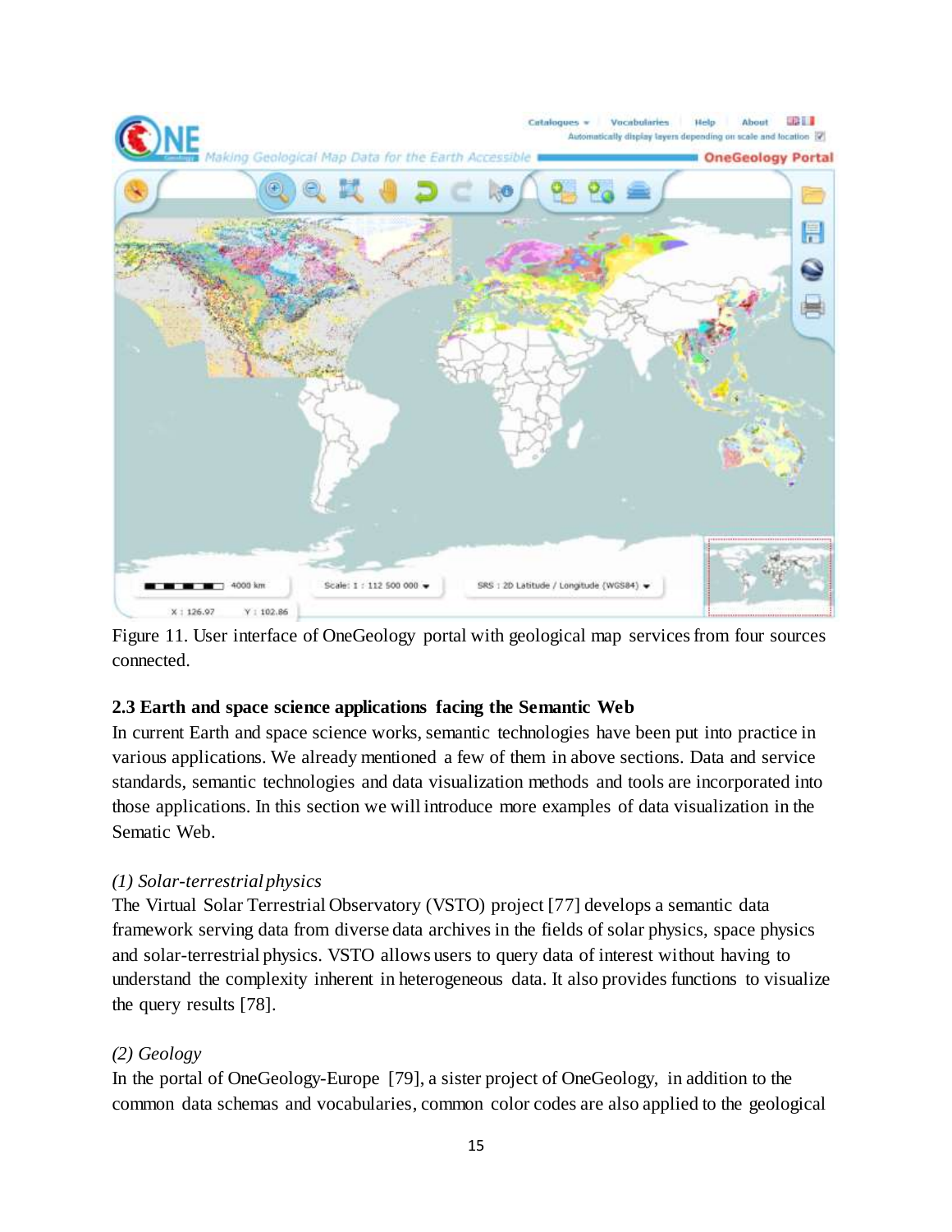Figure 11. User interface of OneGeology portal with geological map services from four sources connected.

### 2.3 Earth and space science applications facing the Semantic Web

In current Earth and space science works, semantic technologies have been put into practice in various applications. We already mentioned a few of them in above sections. Data and service standards, semantic technologies and data visualization methods and tools are incorporated into those applications. In this section we will introduce more examples of data visualization in the Sematic Web.

*(1) Solar-terrestrial physics*

The Virtual Solar Terrestrial Observatory (VSTO) project [77] develops a semantic data framework serving data from diverse data archives in the fields of solar physics, space physics and solar-terrestrial physics. VSTO allows users to query data of interest without having to understand the complexity inherent in heterogeneous data. It also provides functions to visualize the query results [78].

*(2) Geology*

In the portal of OneGeology-Europe [79], a sister project of OneGeology, in addition to the common data schemas and vocabularies, common color codes are also applied to the geological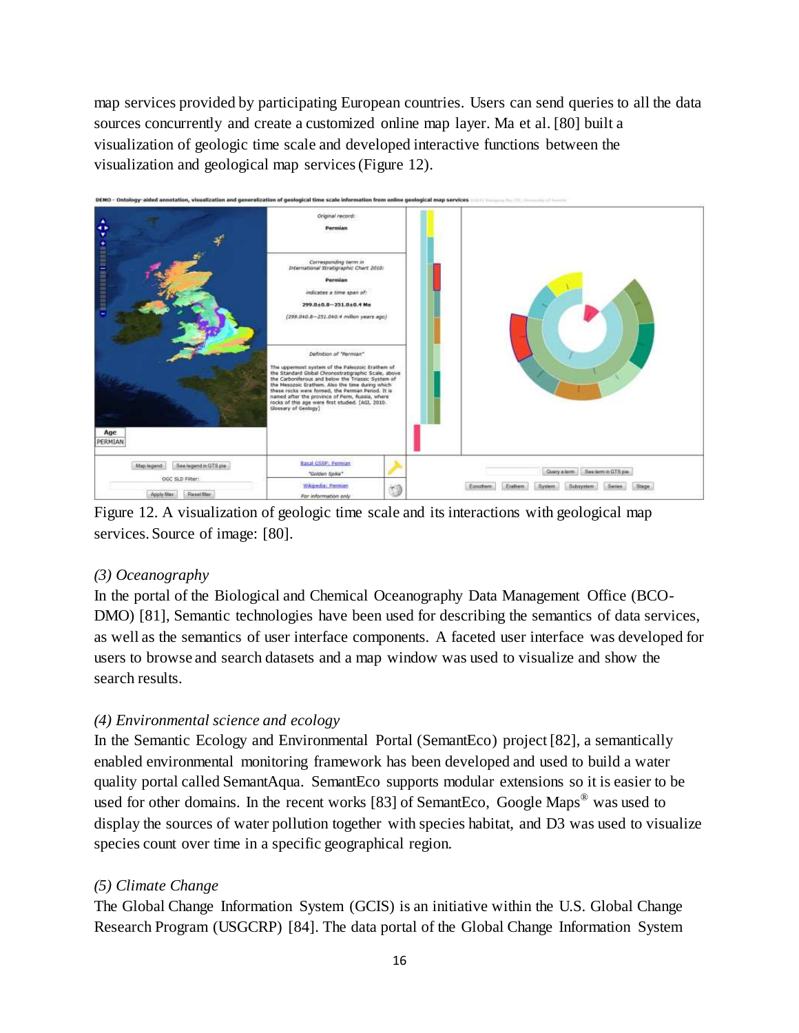map services provided by participating European countries. Users can send queries to all the data sources concurrently and create a customized online map layer. Ma et al. [80] built a visualization of geologic time scale and developed interactive functions between the visualization and geological map services (Figure 12).

Figure 12. A visualization of geologic time scale and its interactions with geological map services. Source of image: [80].

*(3) Oceanography*

In the portal of the Biological and Chemical Oceanography Data Management Office (BCO-DMO) [81], Semantic technologies have been used for describing the semantics of data services, as well as the semantics of user interface components. A faceted user interface was developed for users to browse and search datasets and a map window was used to visualize and show the search results.

*(4) Environmental science and ecology*

In the Semantic Ecology and Environmental Portal (SemantEco) project [82], a semantically enabled environmental monitoring framework has been developed and used to build a water quality portal called SemantAqua. SemantEco supports modular extensions so it is easier to be used for other domains. In the recent works [83] of SemantEco, Google Maps® was used to display the sources of water pollution together with species habitat, and D3 was used to visualize species count over time in a specific geographical region.

*(5) Climate Change*

The Global Change Information System (GCIS) is an initiative within the U.S. Global Change Research Program (USGCRP) [84]. The data portal of the Global Change Information System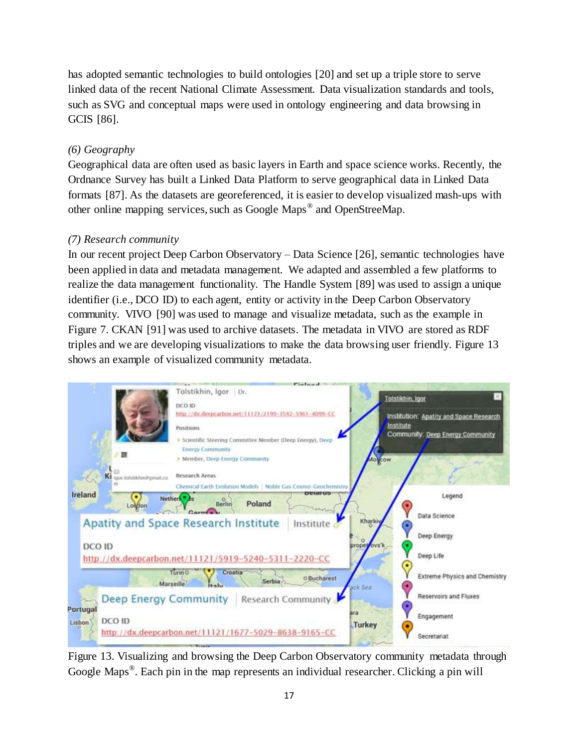has adopted semantic technologies to build ontologies [20] and set up a triple store to serve linked data of the recent National Climate Assessment. Data visualization standards and tools, such as SVG and conceptual maps were used in ontology engineering and data browsing in GCIS [86].

*(6) Geography*

Geographical data are often used as basic layers in Earth and space science works. Recently, the Ordnance Survey has built a Linked Data Platform to serve geographical data in Linked Data formats [87]. As the datasets are georeferenced, it is easier to develop visualized mash-ups with other online mapping services, such as Google Maps® and OpenStreeMap.

*(7) Research community*

In our recent project Deep Carbon Observatory – Data Science [26], semantic technologies have been applied in data and metadata management. We adapted and assembled a few platforms to realize the data management functionality. The Handle System [89] was used to assign a unique identifier (i.e., DCO ID) to each agent, entity or activity in the Deep Carbon Observatory community. VIVO [90] was used to manage and visualize metadata, such as the example in Figure 7. CKAN [91] was used to archive datasets. The metadata in VIVO are stored as RDF triples and we are developing visualizations to make the data browsing user friendly. Figure 13 shows an example of visualized community metadata.

Figure 13. Visualizing and browsing the Deep Carbon Observatory community metadata through Google Maps®. Each pin in the map represents an individual researcher. Clicking a pin will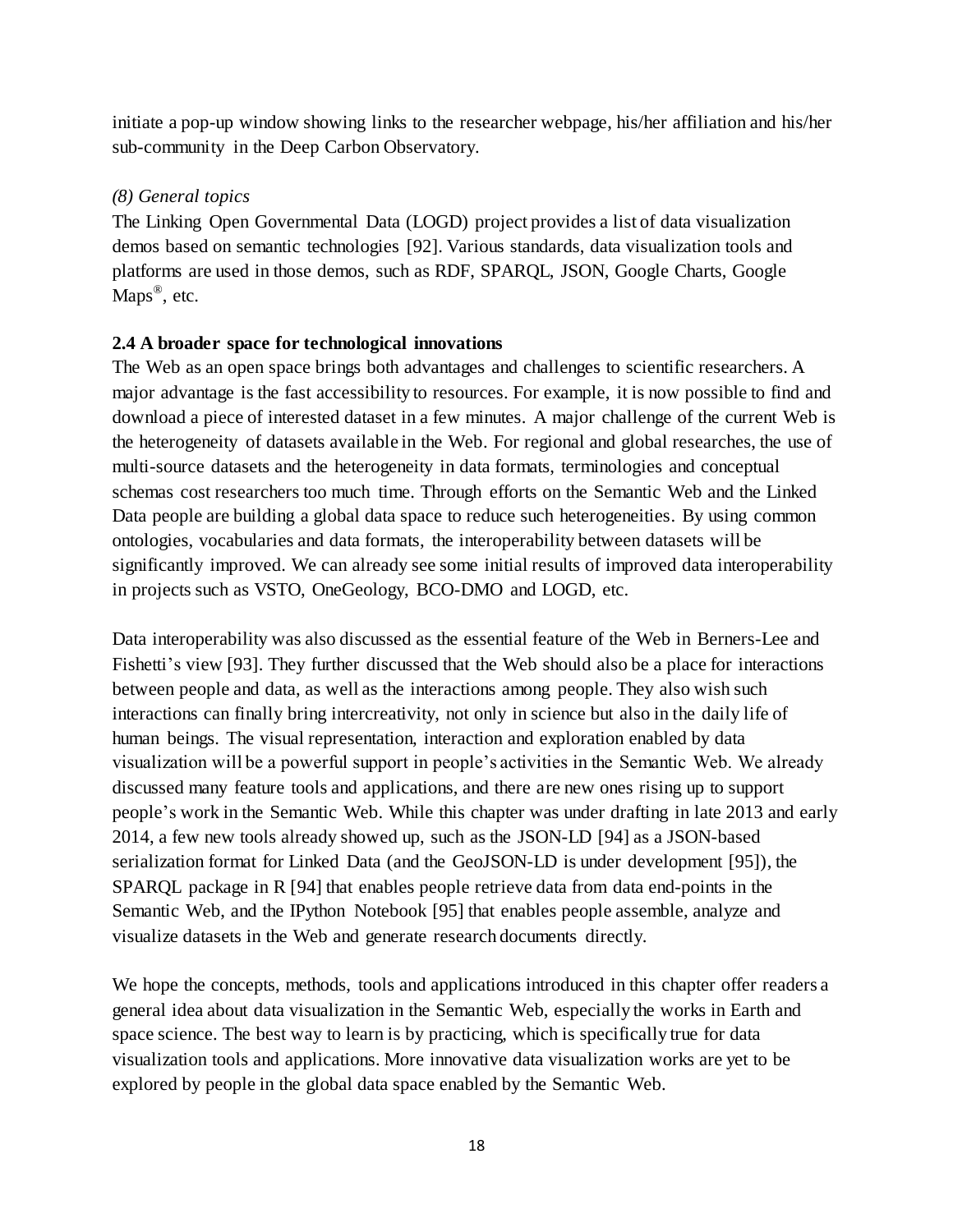initiate a pop-up window showing links to the researcher webpage, his/her affiliation and his/her sub-community in the Deep Carbon Observatory.

*(8) General topics*

The Linking Open Governmental Data (LOGD) project provides a list of data visualization demos based on semantic technologies [92]. Various standards, data visualization tools and platforms are used in those demos, such as RDF, SPARQL, JSON, Google Charts, Google Maps®, etc.

### 2.4 A broader space for technological innovations

The Web as an open space brings both advantages and challenges to scientific researchers. A major advantage is the fast accessibility to resources. For example, it is now possible to find and download a piece of interested dataset in a few minutes. A major challenge of the current Web is the heterogeneity of datasets available in the Web. For regional and global researches, the use of multi-source datasets and the heterogeneity in data formats, terminologies and conceptual schemas cost researchers too much time. Through efforts on the Semantic Web and the Linked Data people are building a global data space to reduce such heterogeneities. By using common ontologies, vocabularies and data formats, the interoperability between datasets will be significantly improved. We can already see some initial results of improved data interoperability in projects such as VSTO, OneGeology, BCO-DMO and LOGD, etc.

Data interoperability was also discussed as the essential feature of the Web in Berners-Lee and Fishetti's view [93]. They further discussed that the Web should also be a place for interactions between people and data, as well as the interactions among people. They also wish such interactions can finally bring intercreativity, not only in science but also in the daily life of human beings. The visual representation, interaction and exploration enabled by data visualization will be a powerful support in people's activities in the Semantic Web. We already discussed many feature tools and applications, and there are new ones rising up to support people's work in the Semantic Web. While this chapter was under drafting in late 2013 and early 2014, a few new tools already showed up, such as the JSON-LD [94] as a JSON-based serialization format for Linked Data (and the GeoJSON-LD is under development [95]), the SPARQL package in R [94] that enables people retrieve data from data end-points in the Semantic Web, and the IPython Notebook [95] that enables people assemble, analyze and visualize datasets in the Web and generate research documents directly.

We hope the concepts, methods, tools and applications introduced in this chapter offer readers a general idea about data visualization in the Semantic Web, especially the works in Earth and space science. The best way to learn is by practicing, which is specifically true for data visualization tools and applications. More innovative data visualization works are yet to be explored by people in the global data space enabled by the Semantic Web.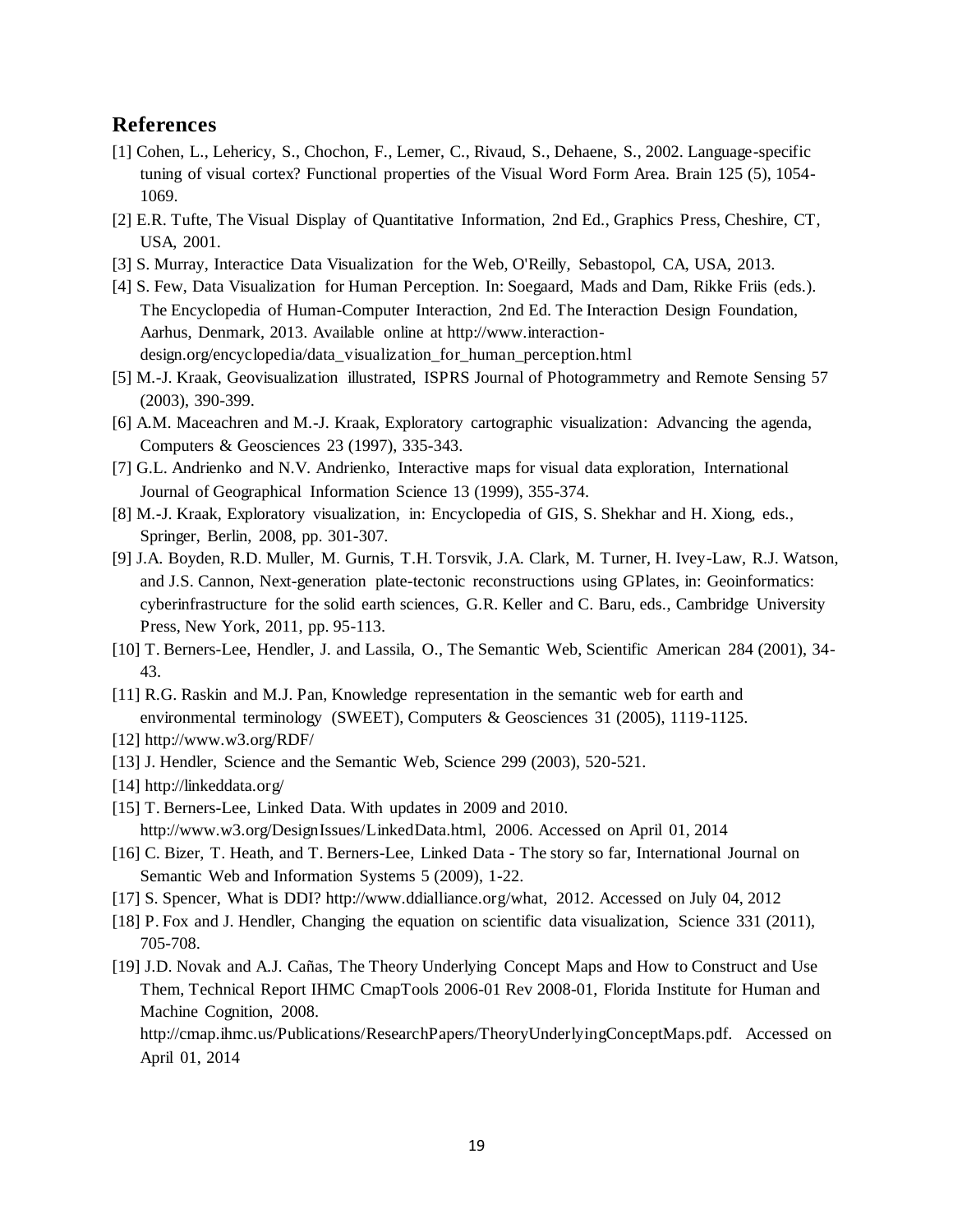## References

[1] Cohen, L., Lehericy, S., Chochon, F., Lemer, C., Rivaud, S., Dehaene, S., 2002. Language-specific tuning of visual cortex? Functional properties of the Visual Word Form Area. Brain 125 (5), 1054-1069.

[2] E.R. Tufte, The Visual Display of Quantitative Information, 2nd Ed., Graphics Press, Cheshire, CT, USA, 2001.

[3] S. Murray, Interactice Data Visualization for the Web, O'Reilly, Sebastopol, CA, USA, 2013.

[4] S. Few, Data Visualization for Human Perception. In: Soegaard, Mads and Dam, Rikke Friis (eds.). The Encyclopedia of Human-Computer Interaction, 2nd Ed. The Interaction Design Foundation, Aarhus, Denmark, 2013. Available online at http://www.interaction-design.org/encyclopedia/data_visualization_for_human_perception.html

[5] M.-J. Kraak, Geovisualization illustrated, ISPRS Journal of Photogrammetry and Remote Sensing 57 (2003), 390-399.

[6] A.M. Maceachren and M.-J. Kraak, Exploratory cartographic visualization: Advancing the agenda, Computers & Geosciences 23 (1997), 335-343.

[7] G.L. Andrienko and N.V. Andrienko, Interactive maps for visual data exploration, International Journal of Geographical Information Science 13 (1999), 355-374.

[8] M.-J. Kraak, Exploratory visualization, in: Encyclopedia of GIS, S. Shekhar and H. Xiong, eds., Springer, Berlin, 2008, pp. 301-307.

[9] J.A. Boyden, R.D. Muller, M. Gurnis, T.H. Torsvik, J.A. Clark, M. Turner, H. Ivey-Law, R.J. Watson, and J.S. Cannon, Next-generation plate-tectonic reconstructions using GPlates, in: Geoinformatics: cyberinfrastructure for the solid earth sciences, G.R. Keller and C. Baru, eds., Cambridge University Press, New York, 2011, pp. 95-113.

[10] T. Berners-Lee, Hendler, J. and Lassila, O., The Semantic Web, Scientific American 284 (2001), 34-43.

[11] R.G. Raskin and M.J. Pan, Knowledge representation in the semantic web for earth and environmental terminology (SWEET), Computers & Geosciences 31 (2005), 1119-1125.

[12] http://www.w3.org/RDF/

[13] J. Hendler, Science and the Semantic Web, Science 299 (2003), 520-521.

[14] http://linkeddata.org/

[15] T. Berners-Lee, Linked Data. With updates in 2009 and 2010. http://www.w3.org/DesignIssues/LinkedData.html, 2006. Accessed on April 01, 2014

[16] C. Bizer, T. Heath, and T. Berners-Lee, Linked Data - The story so far, International Journal on Semantic Web and Information Systems 5 (2009), 1-22.

[17] S. Spencer, What is DDI? http://www.ddialliance.org/what, 2012. Accessed on July 04, 2012

[18] P. Fox and J. Hendler, Changing the equation on scientific data visualization, Science 331 (2011), 705-708.

[19] J.D. Novak and A.J. Cañas, The Theory Underlying Concept Maps and How to Construct and Use Them, Technical Report IHMC CmapTools 2006-01 Rev 2008-01, Florida Institute for Human and Machine Cognition, 2008. http://cmap.ihmc.us/Publications/ResearchPapers/TheoryUnderlyingConceptMaps.pdf. Accessed on April 01, 2014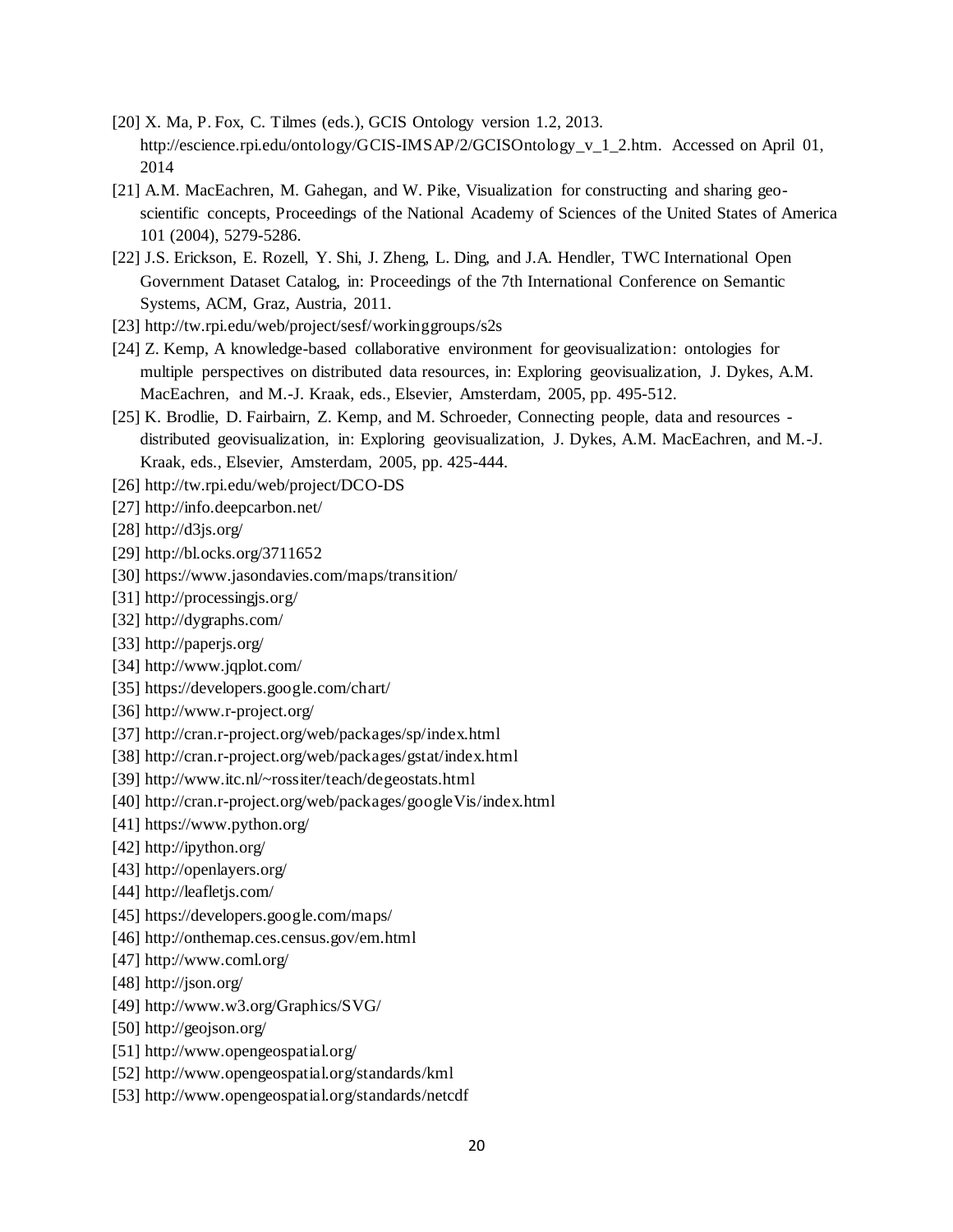[20] X. Ma, P. Fox, C. Tilmes (eds.), GCIS Ontology version 1.2, 2013. http://escience.rpi.edu/ontology/GCIS-IMSAP/2/GCISOntology_v_1_2.htm. Accessed on April 01, 2014

[21] A.M. MacEachren, M. Gahegan, and W. Pike, Visualization for constructing and sharing geo-scientific concepts, Proceedings of the National Academy of Sciences of the United States of America 101 (2004), 5279-5286.

[22] J.S. Erickson, E. Rozell, Y. Shi, J. Zheng, L. Ding, and J.A. Hendler, TWC International Open Government Dataset Catalog, in: Proceedings of the 7th International Conference on Semantic Systems, ACM, Graz, Austria, 2011.

[23] http://tw.rpi.edu/web/project/sesf/workinggroups/s2s

[24] Z. Kemp, A knowledge-based collaborative environment for geovisualization: ontologies for multiple perspectives on distributed data resources, in: Exploring geovisualization, J. Dykes, A.M. MacEachren, and M.-J. Kraak, eds., Elsevier, Amsterdam, 2005, pp. 495-512.

[25] K. Brodlie, D. Fairbairn, Z. Kemp, and M. Schroeder, Connecting people, data and resources - distributed geovisualization, in: Exploring geovisualization, J. Dykes, A.M. MacEachren, and M.-J. Kraak, eds., Elsevier, Amsterdam, 2005, pp. 425-444.

[26] http://tw.rpi.edu/web/project/DCO-DS

[27] http://info.deepcarbon.net/

[28] http://d3js.org/

[29] http://bl.ocks.org/3711652

[30] https://www.jasondavies.com/maps/transition/

[31] http://processingjs.org/

[32] http://dygraphs.com/

[33] http://paperjs.org/

[34] http://www.jqplot.com/

[35] https://developers.google.com/chart/

[36] http://www.r-project.org/

[37] http://cran.r-project.org/web/packages/sp/index.html

[38] http://cran.r-project.org/web/packages/gstat/index.html

[39] http://www.itc.nl/~rossiter/teach/degeostats.html

[40] http://cran.r-project.org/web/packages/googleVis/index.html

[41] https://www.python.org/

[42] http://ipython.org/

[43] http://openlayers.org/

[44] http://leafletjs.com/

[45] https://developers.google.com/maps/

[46] http://onthemap.ces.census.gov/em.html

[47] http://www.coml.org/

[48] http://json.org/

[49] http://www.w3.org/Graphics/SVG/

[50] http://geojson.org/

[51] http://www.opengeospatial.org/

[52] http://www.opengeospatial.org/standards/kml

[53] http://www.opengeospatial.org/standards/netcdf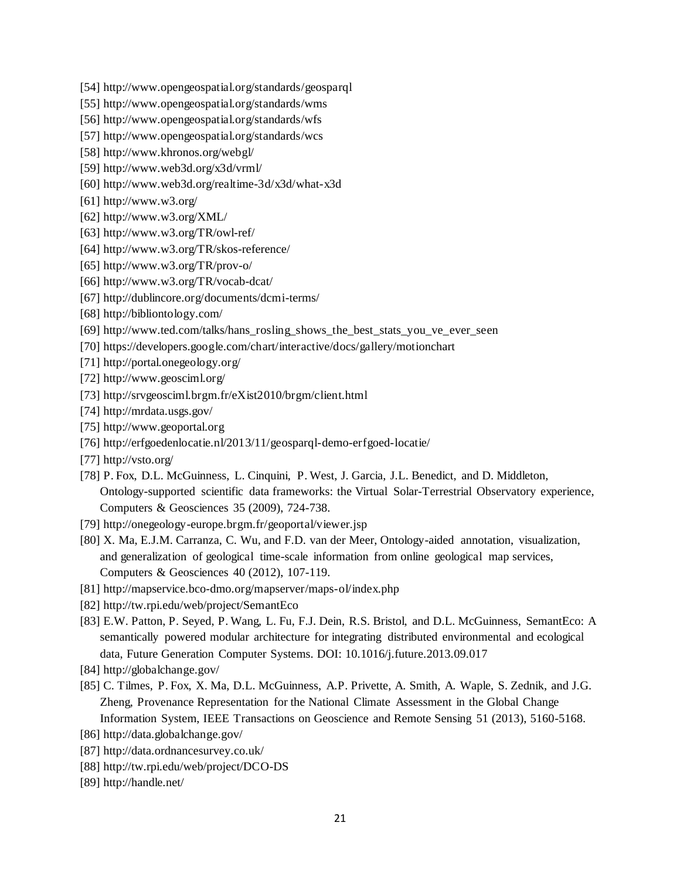[54] http://www.opengeospatial.org/standards/geosparql

[55] http://www.opengeospatial.org/standards/wms

[56] http://www.opengeospatial.org/standards/wfs

[57] http://www.opengeospatial.org/standards/wcs

[58] http://www.khronos.org/webgl/

[59] http://www.web3d.org/x3d/vrml/

[60] http://www.web3d.org/realtime-3d/x3d/what-x3d

[61] http://www.w3.org/

[62] http://www.w3.org/XML/

[63] http://www.w3.org/TR/owl-ref/

[64] http://www.w3.org/TR/skos-reference/

[65] http://www.w3.org/TR/prov-o/

[66] http://www.w3.org/TR/vocab-dcat/

[67] http://dublincore.org/documents/dcmi-terms/

[68] http://bibliontology.com/

[69] http://www.ted.com/talks/hans_rosling_shows_the_best_stats_you_ve_ever_seen

[70] https://developers.google.com/chart/interactive/docs/gallery/motionchart

[71] http://portal.onegeology.org/

[72] http://www.geosciml.org/

[73] http://srvgeosciml.brgm.fr/eXist2010/brgm/client.html

[74] http://mrdata.usgs.gov/

[75] http://www.geoportal.org

[76] http://erfgoedenlocatie.nl/2013/11/geosparql-demo-erfgoed-locatie/

[77] http://vsto.org/

[78] P. Fox, D.L. McGuinness, L. Cinquini, P. West, J. Garcia, J.L. Benedict, and D. Middleton, Ontology-supported scientific data frameworks: the Virtual Solar-Terrestrial Observatory experience, Computers & Geosciences 35 (2009), 724-738.

[79] http://onegeology-europe.brgm.fr/geoportal/viewer.jsp

[80] X. Ma, E.J.M. Carranza, C. Wu, and F.D. van der Meer, Ontology-aided annotation, visualization, and generalization of geological time-scale information from online geological map services, Computers & Geosciences 40 (2012), 107-119.

[81] http://mapservice.bco-dmo.org/mapserver/maps-ol/index.php

[82] http://tw.rpi.edu/web/project/SemantEco

[83] E.W. Patton, P. Seyed, P. Wang, L. Fu, F.J. Dein, R.S. Bristol, and D.L. McGuinness, SemantEco: A semantically powered modular architecture for integrating distributed environmental and ecological data, Future Generation Computer Systems. DOI: 10.1016/j.future.2013.09.017

[84] http://globalchange.gov/

[85] C. Tilmes, P. Fox, X. Ma, D.L. McGuinness, A.P. Privette, A. Smith, A. Waple, S. Zednik, and J.G. Zheng, Provenance Representation for the National Climate Assessment in the Global Change Information System, IEEE Transactions on Geoscience and Remote Sensing 51 (2013), 5160-5168.

[86] http://data.globalchange.gov/

[87] http://data.ordnancesurvey.co.uk/

[88] http://tw.rpi.edu/web/project/DCO-DS

[89] http://handle.net/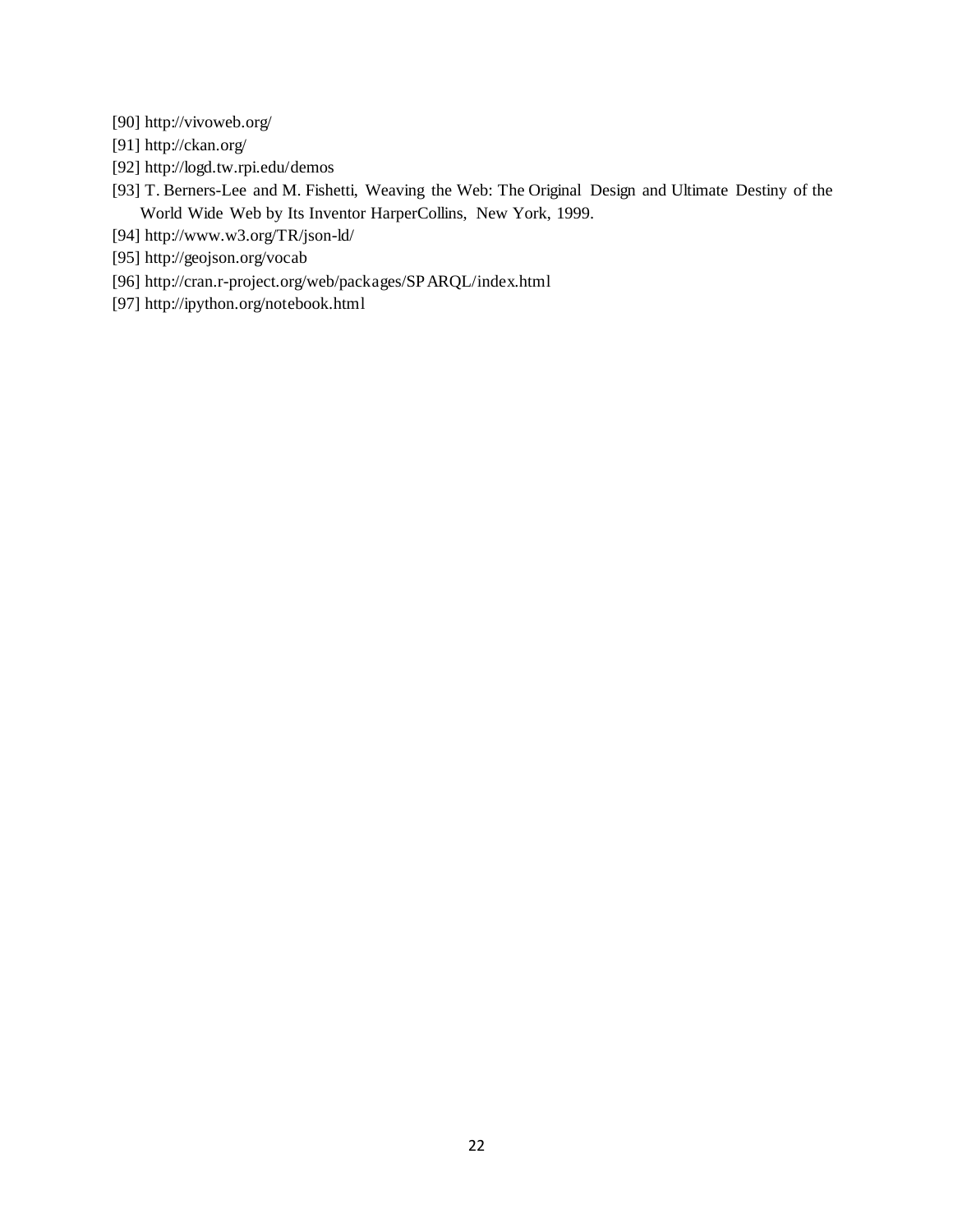[90] http://vivoweb.org/

[91] http://ckan.org/

[92] http://logd.tw.rpi.edu/demos

[93] T. Berners-Lee and M. Fishetti, Weaving the Web: The Original Design and Ultimate Destiny of the World Wide Web by Its Inventor HarperCollins, New York, 1999.

[94] http://www.w3.org/TR/json-ld/

[95] http://geojson.org/vocab

[96] http://cran.r-project.org/web/packages/SPARQL/index.html

[97] http://ipython.org/notebook.html